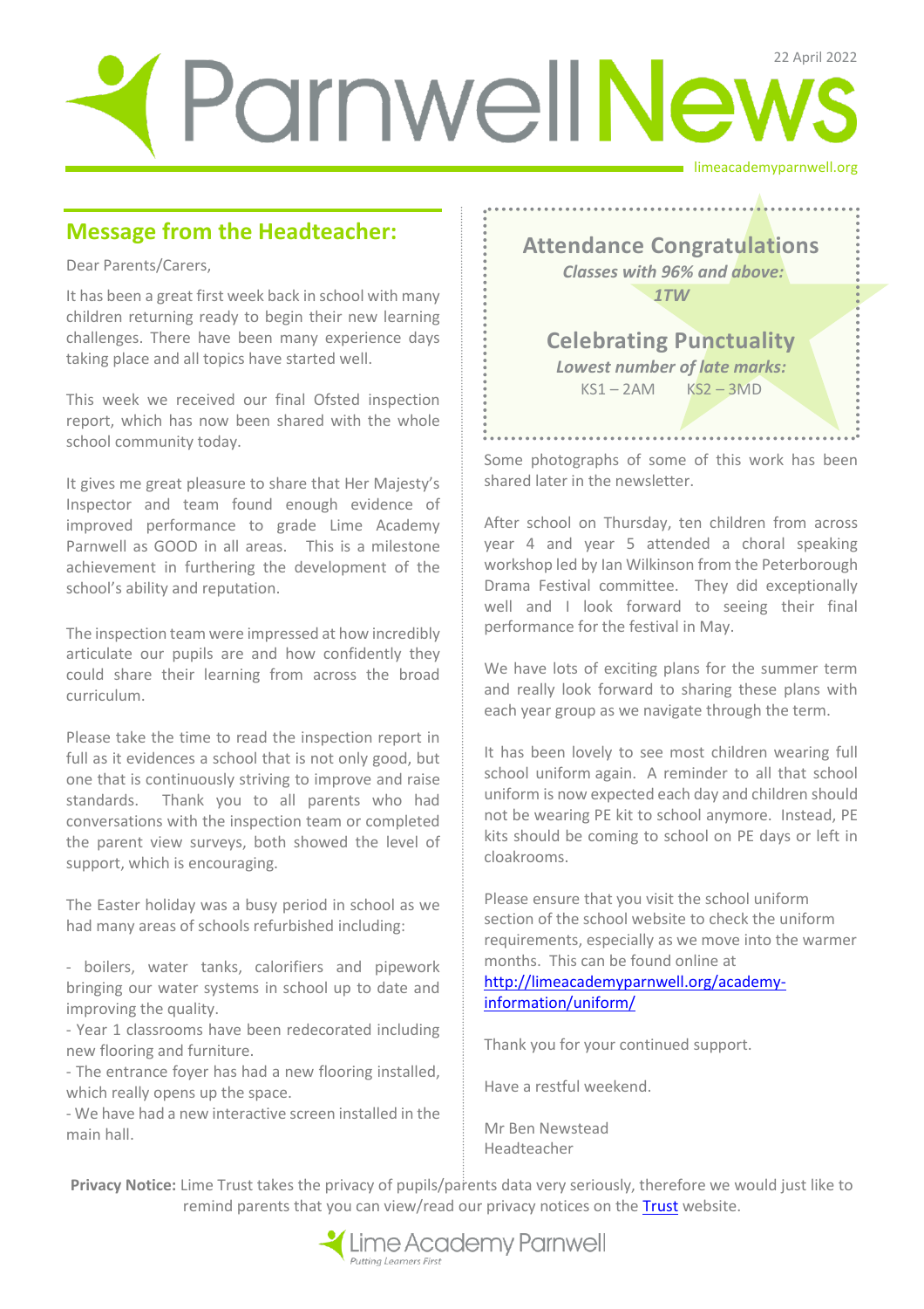# Parnwell News

22 April 2022

limeacademyparnwell.org

## Message from the Headteacher:

Dear Parents/Carers,

It has been a great first week back in school with many children returning ready to begin their new learning challenges. There have been many experience days taking place and all topics have started well.

This week we received our final Ofsted inspection report, which has now been shared with the whole school community today.

It gives me great pleasure to share that Her Majesty's Inspector and team found enough evidence of improved performance to grade Lime Academy Parnwell as GOOD in all areas. This is a milestone achievement in furthering the development of the school's ability and reputation.

The inspection team were impressed at how incredibly articulate our pupils are and how confidently they could share their learning from across the broad curriculum.

Please take the time to read the inspection report in full as it evidences a school that is not only good, but one that is continuously striving to improve and raise standards. Thank you to all parents who had conversations with the inspection team or completed the parent view surveys, both showed the level of support, which is encouraging.

The Easter holiday was a busy period in school as we had many areas of schools refurbished including:

- boilers, water tanks, calorifiers and pipework bringing our water systems in school up to date and improving the quality.
- Year 1 classrooms have been redecorated including new flooring and furniture.
- The entrance foyer has had a new flooring installed, which really opens up the space.
- We have had a new interactive screen installed in the main hall.

### Attendance Congratulations

*Classes with 96% and above:*

*1TW*

### Celebrating Punctuality

*Lowest number of late marks:*

KS1 – 2AM KS2 – 3MD

Some photographs of some of this work has been shared later in the newsletter.

After school on Thursday, ten children from across year 4 and year 5 attended a choral speaking workshop led by Ian Wilkinson from the Peterborough Drama Festival committee. They did exceptionally well and I look forward to seeing their final performance for the festival in May.

We have lots of exciting plans for the summer term and really look forward to sharing these plans with each year group as we navigate through the term.

It has been lovely to see most children wearing full school uniform again. A reminder to all that school uniform is now expected each day and children should not be wearing PE kit to school anymore. Instead, PE kits should be coming to school on PE days or left in cloakrooms.

Please ensure that you visit the school uniform section of the school website to check the uniform requirements, especially as we move into the warmer months. This can be found online at [http://limeacademyparnwell.org/academy-information/uniform/](http://limeacademyparnwell.org/academy-information/uniform/)

Thank you for your continued support.

Have a restful weekend.

Mr Ben Newstead
Headteacher

**Privacy Notice:** Lime Trust takes the privacy of pupils/parents data very seriously, therefore we would just like to remind parents that you can view/read our privacy notices on the Trust website.

Lime Academy Parnwell
*Putting Learners First*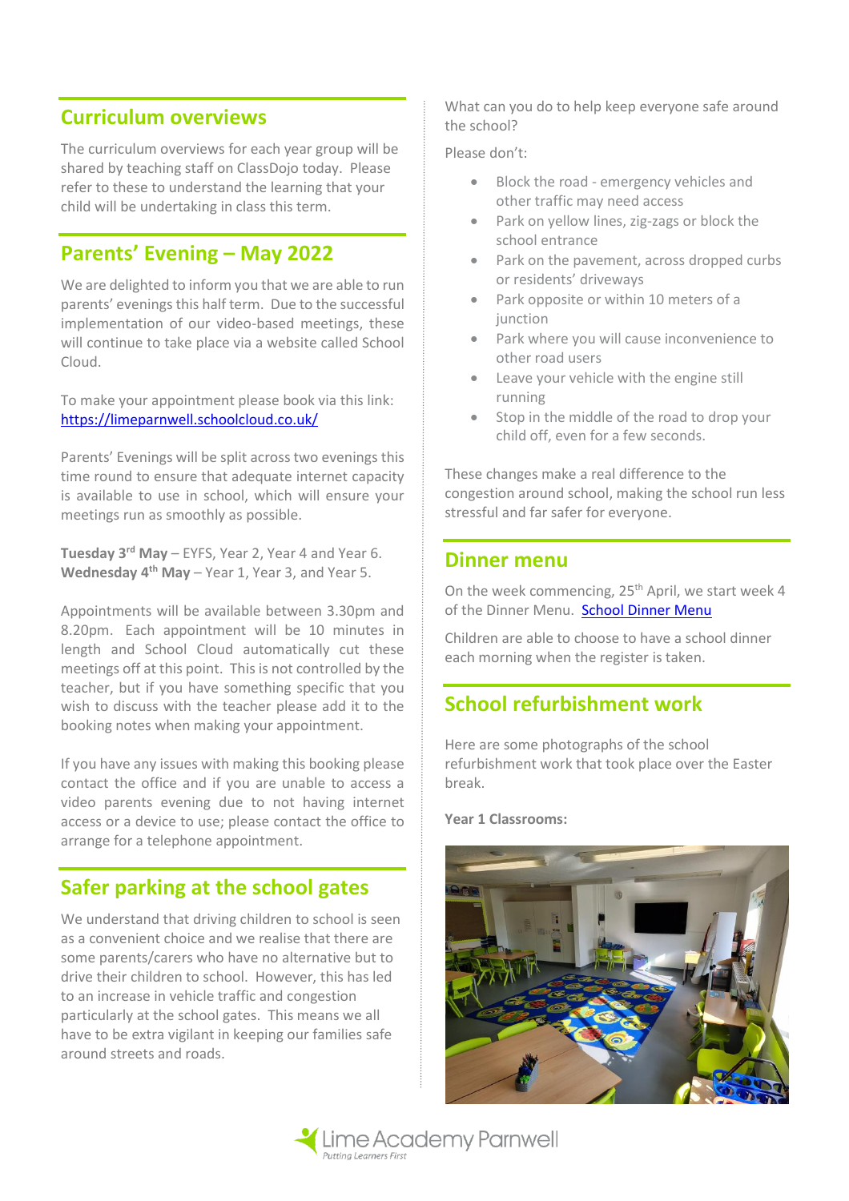## Curriculum overviews

The curriculum overviews for each year group will be shared by teaching staff on ClassDojo today. Please refer to these to understand the learning that your child will be undertaking in class this term.

## Parents' Evening – May 2022

We are delighted to inform you that we are able to run parents' evenings this half term. Due to the successful implementation of our video-based meetings, these will continue to take place via a website called School Cloud.

To make your appointment please book via this link: https://limeparnwell.schoolcloud.co.uk/

Parents' Evenings will be split across two evenings this time round to ensure that adequate internet capacity is available to use in school, which will ensure your meetings run as smoothly as possible.

**Tuesday 3rd May** – EYFS, Year 2, Year 4 and Year 6.
**Wednesday 4th May** – Year 1, Year 3, and Year 5.

Appointments will be available between 3.30pm and 8.20pm. Each appointment will be 10 minutes in length and School Cloud automatically cut these meetings off at this point. This is not controlled by the teacher, but if you have something specific that you wish to discuss with the teacher please add it to the booking notes when making your appointment.

If you have any issues with making this booking please contact the office and if you are unable to access a video parents evening due to not having internet access or a device to use; please contact the office to arrange for a telephone appointment.

## Safer parking at the school gates

We understand that driving children to school is seen as a convenient choice and we realise that there are some parents/carers who have no alternative but to drive their children to school. However, this has led to an increase in vehicle traffic and congestion particularly at the school gates. This means we all have to be extra vigilant in keeping our families safe around streets and roads.

What can you do to help keep everyone safe around the school?

Please don't:

- Block the road - emergency vehicles and other traffic may need access
- Park on yellow lines, zig-zags or block the school entrance
- Park on the pavement, across dropped curbs or residents' driveways
- Park opposite or within 10 meters of a junction
- Park where you will cause inconvenience to other road users
- Leave your vehicle with the engine still running
- Stop in the middle of the road to drop your child off, even for a few seconds.

These changes make a real difference to the congestion around school, making the school run less stressful and far safer for everyone.

## Dinner menu

On the week commencing, 25th April, we start week 4 of the Dinner Menu. School Dinner Menu

Children are able to choose to have a school dinner each morning when the register is taken.

## School refurbishment work

Here are some photographs of the school refurbishment work that took place over the Easter break.

**Year 1 Classrooms:**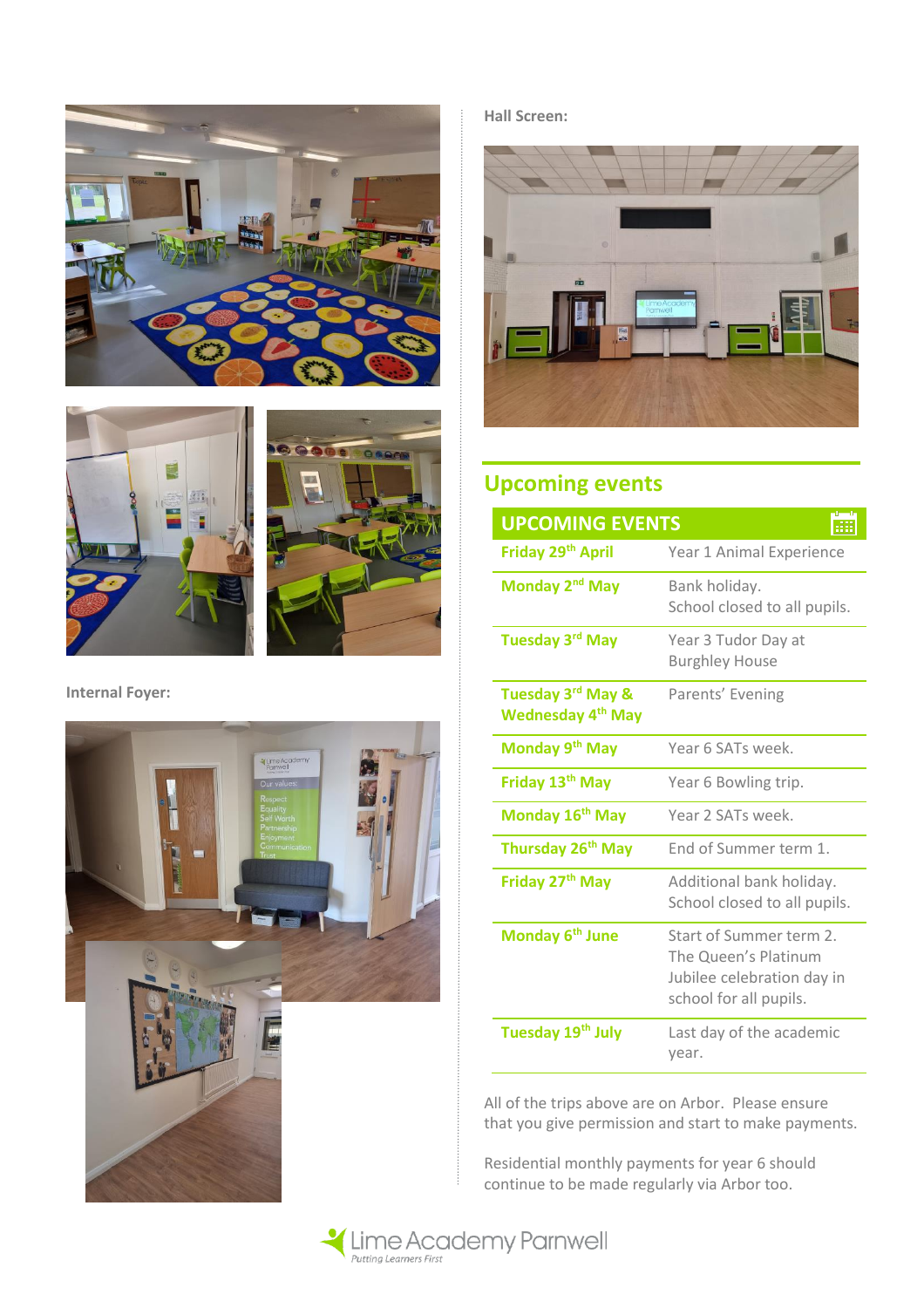Internal Foyer:

Hall Screen:

## Upcoming events

| UPCOMING EVENTS | |
|---|---|
| Friday 29th April | Year 1 Animal Experience |
| Monday 2nd May | Bank holiday. School closed to all pupils. |
| Tuesday 3rd May | Year 3 Tudor Day at Burghley House |
| Tuesday 3rd May & Wednesday 4th May | Parents' Evening |
| Monday 9th May | Year 6 SATs week. |
| Friday 13th May | Year 6 Bowling trip. |
| Monday 16th May | Year 2 SATs week. |
| Thursday 26th May | End of Summer term 1. |
| Friday 27th May | Additional bank holiday. School closed to all pupils. |
| Monday 6th June | Start of Summer term 2. The Queen's Platinum Jubilee celebration day in school for all pupils. |
| Tuesday 19th July | Last day of the academic year. |

All of the trips above are on Arbor. Please ensure that you give permission and start to make payments.

Residential monthly payments for year 6 should continue to be made regularly via Arbor too.